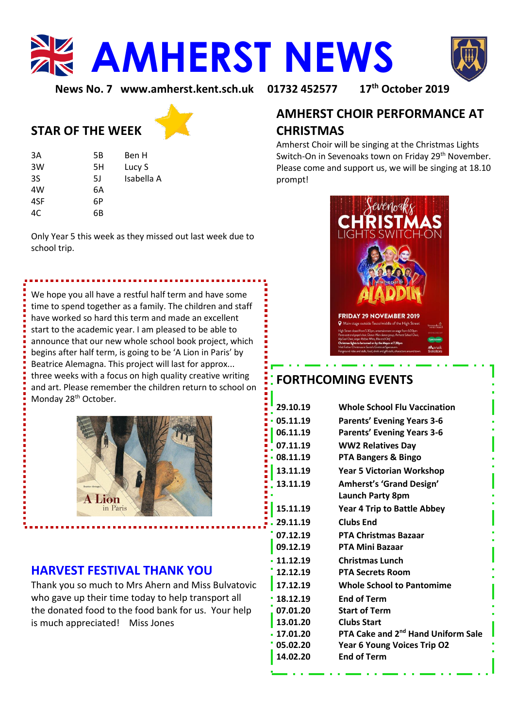# AMHERST NEWS

**News No. 7 www.amherst.kent.sch.uk 01732 452577 17th October 2019**

## STAR OF THE WEEK

| | | |
|---|---|---|
| 3A | 5B | Ben H |
| 3W | 5H | Lucy S |
| 3S | 5J | Isabella A |
| 4W | 6A | |
| 4SF | 6P | |
| 4C | 6B | |

Only Year 5 this week as they missed out last week due to school trip.

We hope you all have a restful half term and have some time to spend together as a family. The children and staff have worked so hard this term and made an excellent start to the academic year. I am pleased to be able to announce that our new whole school book project, which begins after half term, is going to be 'A Lion in Paris' by Beatrice Alemagna. This project will last for approx... three weeks with a focus on high quality creative writing and art. Please remember the children return to school on Monday 28th October.

## HARVEST FESTIVAL THANK YOU

Thank you so much to Mrs Ahern and Miss Bulvatovic who gave up their time today to help transport all the donated food to the food bank for us. Your help is much appreciated! Miss Jones

## AMHERST CHOIR PERFORMANCE AT CHRISTMAS

Amherst Choir will be singing at the Christmas Lights Switch-On in Sevenoaks town on Friday 29th November. Please come and support us, we will be singing at 18.10 prompt!

## FORTHCOMING EVENTS

| | |
|---|---|
| **29.10.19** | **Whole School Flu Vaccination** |
| **05.11.19** | **Parents' Evening Years 3-6** |
| **06.11.19** | **Parents' Evening Years 3-6** |
| **07.11.19** | **WW2 Relatives Day** |
| **08.11.19** | **PTA Bangers & Bingo** |
| **13.11.19** | **Year 5 Victorian Workshop** |
| **13.11.19** | **Amherst's 'Grand Design' Launch Party 8pm** |
| **15.11.19** | **Year 4 Trip to Battle Abbey** |
| **29.11.19** | **Clubs End** |
| **07.12.19** | **PTA Christmas Bazaar** |
| **09.12.19** | **PTA Mini Bazaar** |
| **11.12.19** | **Christmas Lunch** |
| **12.12.19** | **PTA Secrets Room** |
| **17.12.19** | **Whole School to Pantomime** |
| **18.12.19** | **End of Term** |
| **07.01.20** | **Start of Term** |
| **13.01.20** | **Clubs Start** |
| **17.01.20** | **PTA Cake and 2nd Hand Uniform Sale** |
| **05.02.20** | **Year 6 Young Voices Trip O2** |
| **14.02.20** | **End of Term** |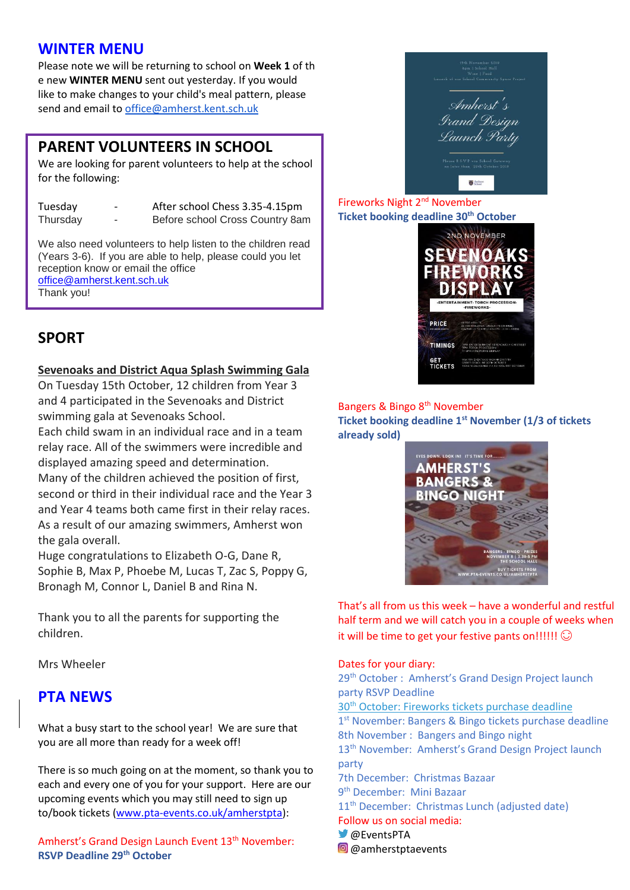## WINTER MENU

Please note we will be returning to school on **Week 1** of th e new **WINTER MENU** sent out yesterday. If you would like to make changes to your child's meal pattern, please send and email to office@amherst.kent.sch.uk

## PARENT VOLUNTEERS IN SCHOOL

We are looking for parent volunteers to help at the school for the following:

| | | |
|---|---|---|
| Tuesday | - | After school Chess 3.35-4.15pm |
| Thursday | - | Before school Cross Country 8am |

We also need volunteers to help listen to the children read (Years 3-6). If you are able to help, please could you let reception know or email the office office@amherst.kent.sch.uk
Thank you!

## SPORT

**Sevenoaks and District Aqua Splash Swimming Gala**

On Tuesday 15th October, 12 children from Year 3 and 4 participated in the Sevenoaks and District swimming gala at Sevenoaks School.
Each child swam in an individual race and in a team relay race. All of the swimmers were incredible and displayed amazing speed and determination.
Many of the children achieved the position of first, second or third in their individual race and the Year 3 and Year 4 teams both came first in their relay races.
As a result of our amazing swimmers, Amherst won the gala overall.
Huge congratulations to Elizabeth O-G, Dane R, Sophie B, Max P, Phoebe M, Lucas T, Zac S, Poppy G, Bronagh M, Connor L, Daniel B and Rina N.

Thank you to all the parents for supporting the children.

Mrs Wheeler

## PTA NEWS

What a busy start to the school year! We are sure that you are all more than ready for a week off!

There is so much going on at the moment, so thank you to each and every one of you for your support. Here are our upcoming events which you may still need to sign up to/book tickets (www.pta-events.co.uk/amherstpta):

Amherst's Grand Design Launch Event 13th November:
**RSVP Deadline 29th October**

Fireworks Night 2nd November
**Ticket booking deadline 30th October**

Bangers & Bingo 8th November
**Ticket booking deadline 1st November (1/3 of tickets already sold)**

That's all from us this week – have a wonderful and restful half term and we will catch you in a couple of weeks when it will be time to get your festive pants on!!!!!! ☺

Dates for your diary:

- 29th October : Amherst's Grand Design Project launch party RSVP Deadline
- 30th October: Fireworks tickets purchase deadline
- 1st November: Bangers & Bingo tickets purchase deadline
- 8th November : Bangers and Bingo night
- 13th November: Amherst's Grand Design Project launch party
- 7th December: Christmas Bazaar
- 9th December: Mini Bazaar
- 11th December: Christmas Lunch (adjusted date)

Follow us on social media:
@EventsPTA
@amherstptaevents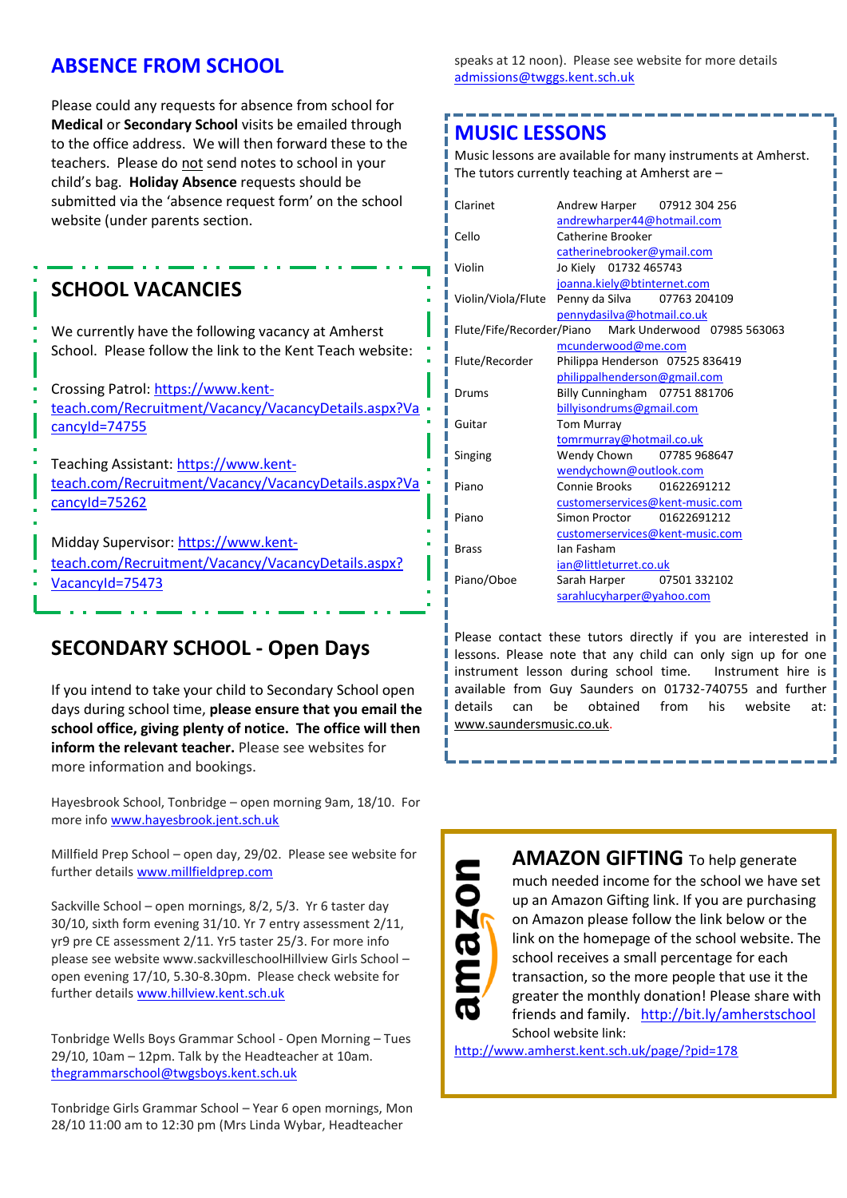## ABSENCE FROM SCHOOL

Please could any requests for absence from school for **Medical** or **Secondary School** visits be emailed through to the office address. We will then forward these to the teachers. Please do not send notes to school in your child's bag. **Holiday Absence** requests should be submitted via the 'absence request form' on the school website (under parents section).

## SCHOOL VACANCIES

We currently have the following vacancy at Amherst School. Please follow the link to the Kent Teach website:

Crossing Patrol: https://www.kent-teach.com/Recruitment/Vacancy/VacancyDetails.aspx?VacancyId=74755

Teaching Assistant: https://www.kent-teach.com/Recruitment/Vacancy/VacancyDetails.aspx?VacancyId=75262

Midday Supervisor: https://www.kent-teach.com/Recruitment/Vacancy/VacancyDetails.aspx?VacancyId=75473

## SECONDARY SCHOOL - Open Days

If you intend to take your child to Secondary School open days during school time, **please ensure that you email the school office, giving plenty of notice. The office will then inform the relevant teacher.** Please see websites for more information and bookings.

Hayesbrook School, Tonbridge – open morning 9am, 18/10. For more info www.hayesbrook.jent.sch.uk

Millfield Prep School – open day, 29/02. Please see website for further details www.millfieldprep.com

Sackville School – open mornings, 8/2, 5/3. Yr 6 taster day 30/10, sixth form evening 31/10. Yr 7 entry assessment 2/11, yr9 pre CE assessment 2/11. Yr5 taster 25/3. For more info please see website www.sackvilleschoolHillview Girls School – open evening 17/10, 5.30-8.30pm. Please check website for further details www.hillview.kent.sch.uk

Tonbridge Wells Boys Grammar School - Open Morning – Tues 29/10, 10am – 12pm. Talk by the Headteacher at 10am. thegrammarschool@twgsboys.kent.sch.uk

Tonbridge Girls Grammar School – Year 6 open mornings, Mon 28/10 11:00 am to 12:30 pm (Mrs Linda Wybar, Headteacher speaks at 12 noon). Please see website for more details admissions@twggs.kent.sch.uk

## MUSIC LESSONS

Music lessons are available for many instruments at Amherst. The tutors currently teaching at Amherst are –

| Instrument | Tutor |
|---|---|
| Clarinet | Andrew Harper 07912 304 256 andrewharper44@hotmail.com |
| Cello | Catherine Brooker catherinebrooker@ymail.com |
| Violin | Jo Kiely 01732 465743 joanna.kiely@btinternet.com |
| Violin/Viola/Flute | Penny da Silva 07763 204109 pennydasilva@hotmail.co.uk |
| Flute/Fife/Recorder/Piano | Mark Underwood 07985 563063 mcunderwood@me.com |
| Flute/Recorder | Philippa Henderson 07525 836419 philippalhenderson@gmail.com |
| Drums | Billy Cunningham 07751 881706 billyisondrums@gmail.com |
| Guitar | Tom Murray tomrmurray@hotmail.co.uk |
| Singing | Wendy Chown 07785 968647 wendychown@outlook.com |
| Piano | Connie Brooks 01622691212 customerservices@kent-music.com |
| Piano | Simon Proctor 01622691212 customerservices@kent-music.com |
| Brass | Ian Fasham ian@littleturret.co.uk |
| Piano/Oboe | Sarah Harper 07501 332102 sarahlucyharper@yahoo.com |

Please contact these tutors directly if you are interested in lessons. Please note that any child can only sign up for one instrument lesson during school time. Instrument hire is available from Guy Saunders on 01732-740755 and further details can be obtained from his website at: www.saundersmusic.co.uk.

## AMAZON GIFTING

To help generate much needed income for the school we have set up an Amazon Gifting link. If you are purchasing on Amazon please follow the link below or the link on the homepage of the school website. The school receives a small percentage for each transaction, so the more people that use it the greater the monthly donation! Please share with friends and family. http://bit.ly/amherstschool

School website link:
http://www.amherst.kent.sch.uk/page/?pid=178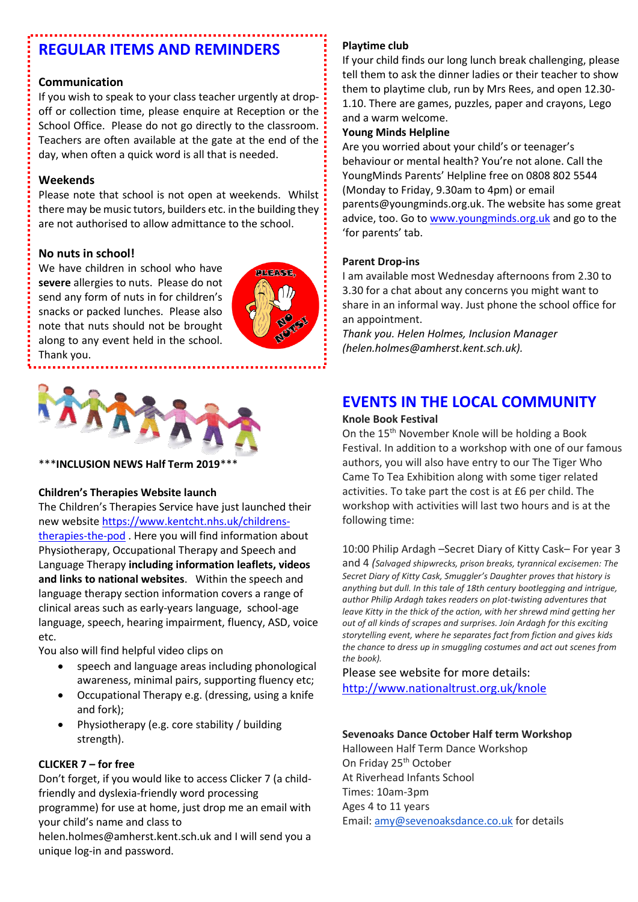## REGULAR ITEMS AND REMINDERS

### Communication

If you wish to speak to your class teacher urgently at drop-off or collection time, please enquire at Reception or the School Office. Please do not go directly to the classroom. Teachers are often available at the gate at the end of the day, when often a quick word is all that is needed.

### Weekends

Please note that school is not open at weekends. Whilst there may be music tutors, builders etc. in the building they are not authorised to allow admittance to the school.

### No nuts in school!

We have children in school who have **severe** allergies to nuts. Please do not send any form of nuts in for children's snacks or packed lunches. Please also note that nuts should not be brought along to any event held in the school. Thank you.

***INCLUSION NEWS Half Term 2019***

### Children's Therapies Website launch

The Children's Therapies Service have just launched their new website https://www.kentcht.nhs.uk/childrens-therapies-the-pod . Here you will find information about Physiotherapy, Occupational Therapy and Speech and Language Therapy **including information leaflets, videos and links to national websites**. Within the speech and language therapy section information covers a range of clinical areas such as early-years language, school-age language, speech, hearing impairment, fluency, ASD, voice etc.

You also will find helpful video clips on

- speech and language areas including phonological awareness, minimal pairs, supporting fluency etc;
- Occupational Therapy e.g. (dressing, using a knife and fork);
- Physiotherapy (e.g. core stability / building strength).

### CLICKER 7 – for free

Don't forget, if you would like to access Clicker 7 (a child-friendly and dyslexia-friendly word processing programme) for use at home, just drop me an email with your child's name and class to helen.holmes@amherst.kent.sch.uk and I will send you a unique log-in and password.

### Playtime club

If your child finds our long lunch break challenging, please tell them to ask the dinner ladies or their teacher to show them to playtime club, run by Mrs Rees, and open 12.30-1.10. There are games, puzzles, paper and crayons, Lego and a warm welcome.

### Young Minds Helpline

Are you worried about your child's or teenager's behaviour or mental health? You're not alone. Call the YoungMinds Parents' Helpline free on 0808 802 5544 (Monday to Friday, 9.30am to 4pm) or email parents@youngminds.org.uk. The website has some great advice, too. Go to www.youngminds.org.uk and go to the 'for parents' tab.

### Parent Drop-ins

I am available most Wednesday afternoons from 2.30 to 3.30 for a chat about any concerns you might want to share in an informal way. Just phone the school office for an appointment.

*Thank you. Helen Holmes, Inclusion Manager (helen.holmes@amherst.kent.sch.uk).*

## EVENTS IN THE LOCAL COMMUNITY

### Knole Book Festival

On the 15th November Knole will be holding a Book Festival. In addition to a workshop with one of our famous authors, you will also have entry to our The Tiger Who Came To Tea Exhibition along with some tiger related activities. To take part the cost is at £6 per child. The workshop with activities will last two hours and is at the following time:

10:00 Philip Ardagh –Secret Diary of Kitty Cask– For year 3 and 4 *(Salvaged shipwrecks, prison breaks, tyrannical excisemen: The Secret Diary of Kitty Cask, Smuggler's Daughter proves that history is anything but dull. In this tale of 18th century bootlegging and intrigue, author Philip Ardagh takes readers on plot-twisting adventures that leave Kitty in the thick of the action, with her shrewd mind getting her out of all kinds of scrapes and surprises. Join Ardagh for this exciting storytelling event, where he separates fact from fiction and gives kids the chance to dress up in smuggling costumes and act out scenes from the book).*

Please see website for more details: http://www.nationaltrust.org.uk/knole

### Sevenoaks Dance October Half term Workshop

Halloween Half Term Dance Workshop
On Friday 25th October
At Riverhead Infants School
Times: 10am-3pm
Ages 4 to 11 years
Email: amy@sevenoaksdance.co.uk for details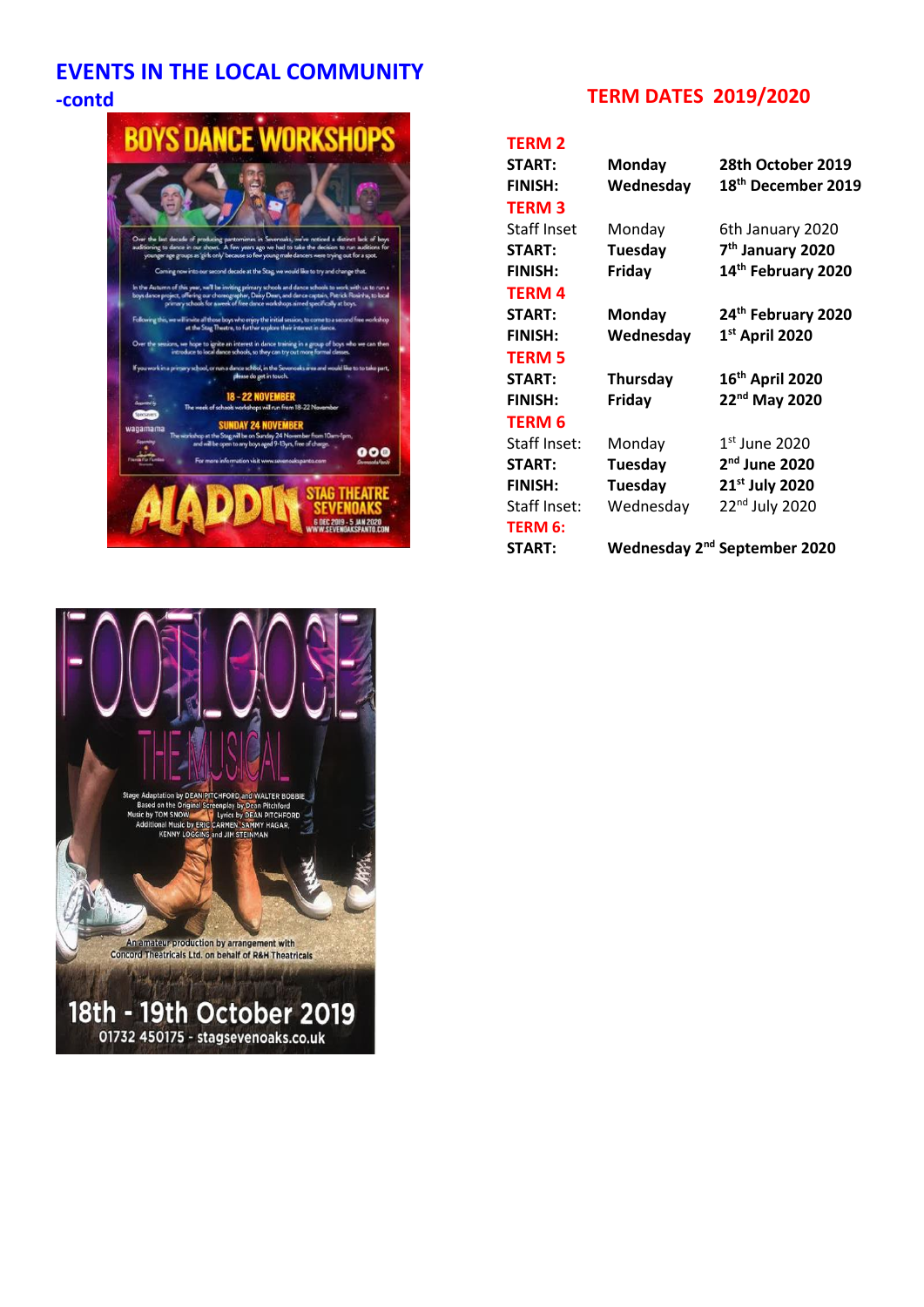# EVENTS IN THE LOCAL COMMUNITY -contd

## BOYS DANCE WORKSHOPS

Over the last decade of producing pantomimes in Sevenoaks, we've noticed a distinct lack of boys auditioning to dance in our shows. A few years ago we had to take the decision to run auditions for younger age groups as 'girls only' because so few young male dancers were trying out for a spot.

Coming now into our second decade at the Stag, we would like to try and change that.

In the Autumn of this year, we'll be inviting primary schools and dance schools to work with us to run a boys dance project, offering our choreographer, Daisy Dean, and dance captain, Patrick Rosinha, to local primary schools for a week of free dance workshops aimed specifically at boys.

Following this, we will invite all those boys who enjoy the initial session, to come to a second free workshop at the Stag Theatre, to further explore their interest in dance.

Over the sessions, we hope to ignite an interest in dance training in a group of boys who we can then introduce to local dance schools, so they can try out more formal classes.

If you work in a primary school, or run a dance school, in the Sevenoaks area and would like to to take part, please do get in touch.

**18 - 22 NOVEMBER**
The week of schools workshops will run from 18-22 November

**SUNDAY 24 NOVEMBER**
The workshop at the Stag will be on Sunday 24 November from 10am-1pm, and will be open to any boys aged 9-13yrs, free of charge.

For more information visit www.sevenoakspanto.com

ALADDIN
STAG THEATRE SEVENOAKS
6 DEC 2019 - 5 JAN 2020
WWW.SEVENOAKSPANTO.COM

## FOOTLOOSE THE MUSICAL

Stage Adaptation by DEAN PITCHFORD and WALTER BOBBIE
Based on the Original Screenplay by Dean Pitchford
Music by TOM SNOW Lyrics by DEAN PITCHFORD
Additional Music by ERIC CARMEN, SAMMY HAGAR, KENNY LOGGINS and JIM STEINMAN

An amateur production by arrangement with Concord Theatricals Ltd. on behalf of R&H Theatricals

**18th - 19th October 2019**
01732 450175 - stagsevenoaks.co.uk

## TERM DATES 2019/2020

| | | |
|---|---|---|
| **TERM 2** | | |
| **START:** | **Monday** | **28th October 2019** |
| **FINISH:** | **Wednesday** | **18th December 2019** |
| **TERM 3** | | |
| Staff Inset | Monday | 6th January 2020 |
| **START:** | **Tuesday** | **7th January 2020** |
| **FINISH:** | **Friday** | **14th February 2020** |
| **TERM 4** | | |
| **START:** | **Monday** | **24th February 2020** |
| **FINISH:** | **Wednesday** | **1st April 2020** |
| **TERM 5** | | |
| **START:** | **Thursday** | **16th April 2020** |
| **FINISH:** | **Friday** | **22nd May 2020** |
| **TERM 6** | | |
| Staff Inset: | Monday | 1st June 2020 |
| **START:** | **Tuesday** | **2nd June 2020** |
| **FINISH:** | **Tuesday** | **21st July 2020** |
| Staff Inset: | Wednesday | 22nd July 2020 |
| **TERM 6:** | | |
| **START:** | **Wednesday 2nd September 2020** | |